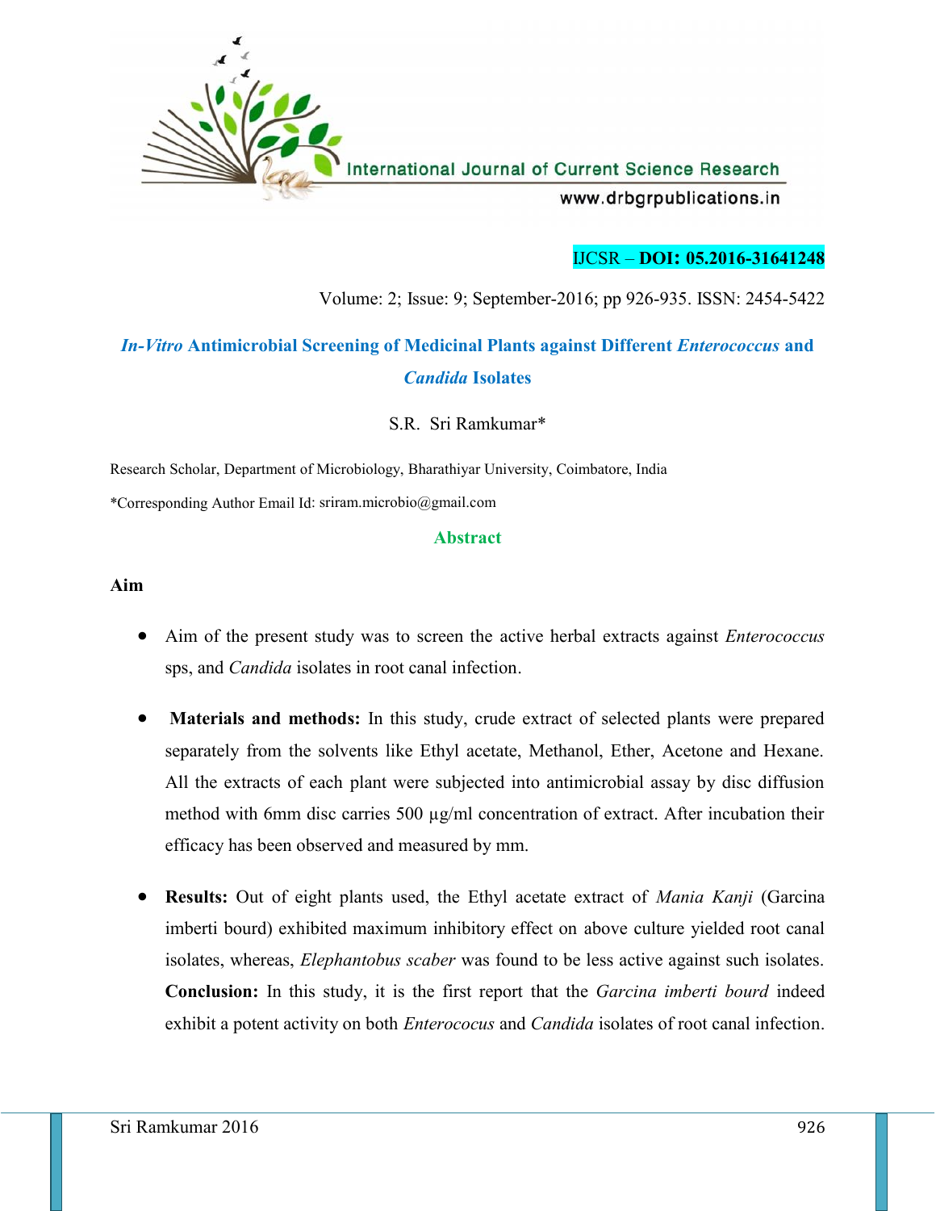IJCSR – **DOI: 05.2016-31641248**

Volume: 2; Issue: 9; September-2016; pp 926-935. ISSN: 2454-5422

# *In-Vitro* Antimicrobial Screening of Medicinal Plants against Different *Enterococcus* and *Candida* Isolates

S.R. Sri Ramkumar*

Research Scholar, Department of Microbiology, Bharathiyar University, Coimbatore, India

*Corresponding Author Email Id: sriram.microbio@gmail.com

## Abstract

### Aim

- Aim of the present study was to screen the active herbal extracts against *Enterococcus* sps, and *Candida* isolates in root canal infection.
- **Materials and methods:** In this study, crude extract of selected plants were prepared separately from the solvents like Ethyl acetate, Methanol, Ether, Acetone and Hexane. All the extracts of each plant were subjected into antimicrobial assay by disc diffusion method with 6mm disc carries 500 µg/ml concentration of extract. After incubation their efficacy has been observed and measured by mm.
- **Results:** Out of eight plants used, the Ethyl acetate extract of *Mania Kanji* (Garcina imberti bourd) exhibited maximum inhibitory effect on above culture yielded root canal isolates, whereas, *Elephantobus scaber* was found to be less active against such isolates. **Conclusion:** In this study, it is the first report that the *Garcina imberti bourd* indeed exhibit a potent activity on both *Enterococus* and *Candida* isolates of root canal infection.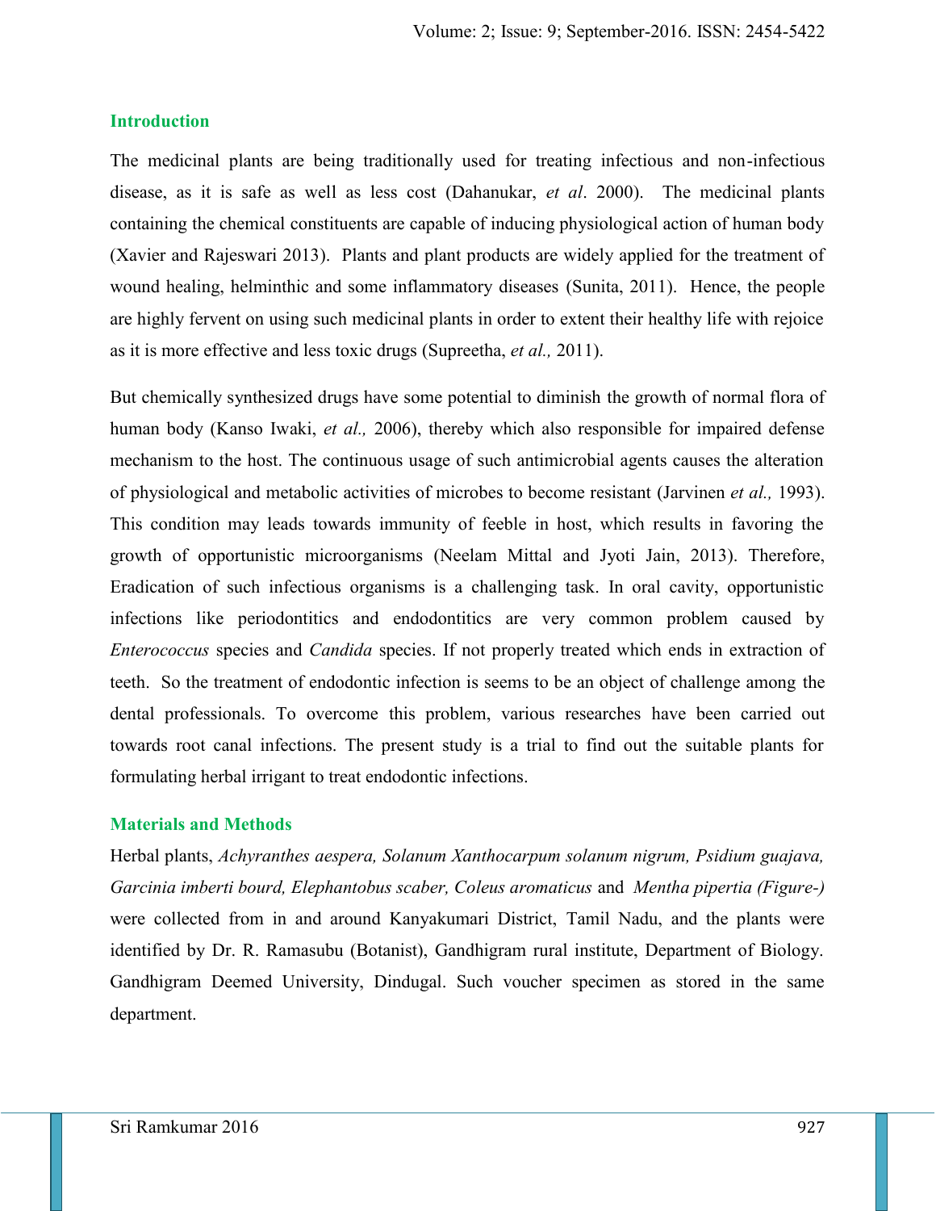## Introduction

The medicinal plants are being traditionally used for treating infectious and non-infectious disease, as it is safe as well as less cost (Dahanukar, *et al*. 2000). The medicinal plants containing the chemical constituents are capable of inducing physiological action of human body (Xavier and Rajeswari 2013). Plants and plant products are widely applied for the treatment of wound healing, helminthic and some inflammatory diseases (Sunita, 2011). Hence, the people are highly fervent on using such medicinal plants in order to extent their healthy life with rejoice as it is more effective and less toxic drugs (Supreetha, *et al.,* 2011).

But chemically synthesized drugs have some potential to diminish the growth of normal flora of human body (Kanso Iwaki, *et al.,* 2006), thereby which also responsible for impaired defense mechanism to the host. The continuous usage of such antimicrobial agents causes the alteration of physiological and metabolic activities of microbes to become resistant (Jarvinen *et al.,* 1993). This condition may leads towards immunity of feeble in host, which results in favoring the growth of opportunistic microorganisms (Neelam Mittal and Jyoti Jain, 2013). Therefore, Eradication of such infectious organisms is a challenging task. In oral cavity, opportunistic infections like periodontitics and endodontitics are very common problem caused by *Enterococcus* species and *Candida* species. If not properly treated which ends in extraction of teeth. So the treatment of endodontic infection is seems to be an object of challenge among the dental professionals. To overcome this problem, various researches have been carried out towards root canal infections. The present study is a trial to find out the suitable plants for formulating herbal irrigant to treat endodontic infections.

## Materials and Methods

Herbal plants, *Achyranthes aespera, Solanum Xanthocarpum solanum nigrum, Psidium guajava, Garcinia imberti bourd, Elephantobus scaber, Coleus aromaticus* and *Mentha pipertia (Figure-)* were collected from in and around Kanyakumari District, Tamil Nadu, and the plants were identified by Dr. R. Ramasubu (Botanist), Gandhigram rural institute, Department of Biology. Gandhigram Deemed University, Dindugal. Such voucher specimen as stored in the same department.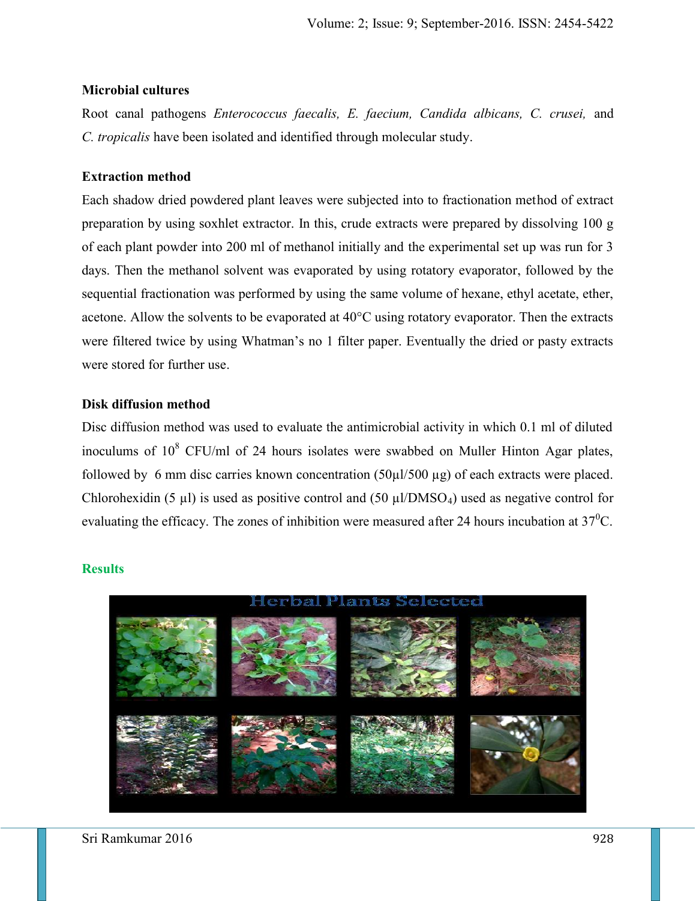#### Microbial cultures

Root canal pathogens *Enterococcus faecalis, E. faecium, Candida albicans, C. crusei,* and *C. tropicalis* have been isolated and identified through molecular study.

#### Extraction method

Each shadow dried powdered plant leaves were subjected into to fractionation method of extract preparation by using soxhlet extractor. In this, crude extracts were prepared by dissolving 100 g of each plant powder into 200 ml of methanol initially and the experimental set up was run for 3 days. Then the methanol solvent was evaporated by using rotatory evaporator, followed by the sequential fractionation was performed by using the same volume of hexane, ethyl acetate, ether, acetone. Allow the solvents to be evaporated at 40°C using rotatory evaporator. Then the extracts were filtered twice by using Whatman's no 1 filter paper. Eventually the dried or pasty extracts were stored for further use.

#### Disk diffusion method

Disc diffusion method was used to evaluate the antimicrobial activity in which 0.1 ml of diluted inoculums of $10^8$ CFU/ml of 24 hours isolates were swabbed on Muller Hinton Agar plates, followed by 6 mm disc carries known concentration (50µl/500 µg) of each extracts were placed. Chlorohexidin (5 µl) is used as positive control and (50 µl/$DMSO_4$) used as negative control for evaluating the efficacy. The zones of inhibition were measured after 24 hours incubation at $37^0$C.

## Results

Herbal Plants Selected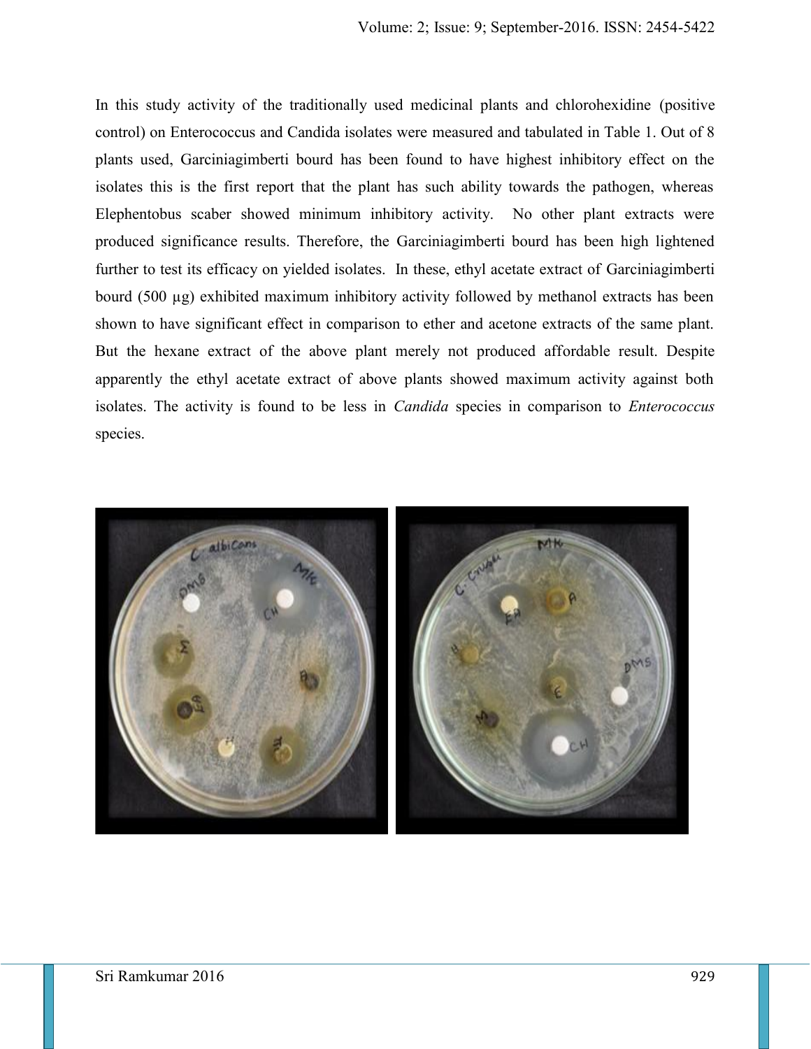In this study activity of the traditionally used medicinal plants and chlorohexidine (positive control) on Enterococcus and Candida isolates were measured and tabulated in Table 1. Out of 8 plants used, Garciniagimberti bourd has been found to have highest inhibitory effect on the isolates this is the first report that the plant has such ability towards the pathogen, whereas Elephentobus scaber showed minimum inhibitory activity. No other plant extracts were produced significance results. Therefore, the Garciniagimberti bourd has been high lightened further to test its efficacy on yielded isolates. In these, ethyl acetate extract of Garciniagimberti bourd (500 µg) exhibited maximum inhibitory activity followed by methanol extracts has been shown to have significant effect in comparison to ether and acetone extracts of the same plant. But the hexane extract of the above plant merely not produced affordable result. Despite apparently the ethyl acetate extract of above plants showed maximum activity against both isolates. The activity is found to be less in *Candida* species in comparison to *Enterococcus* species.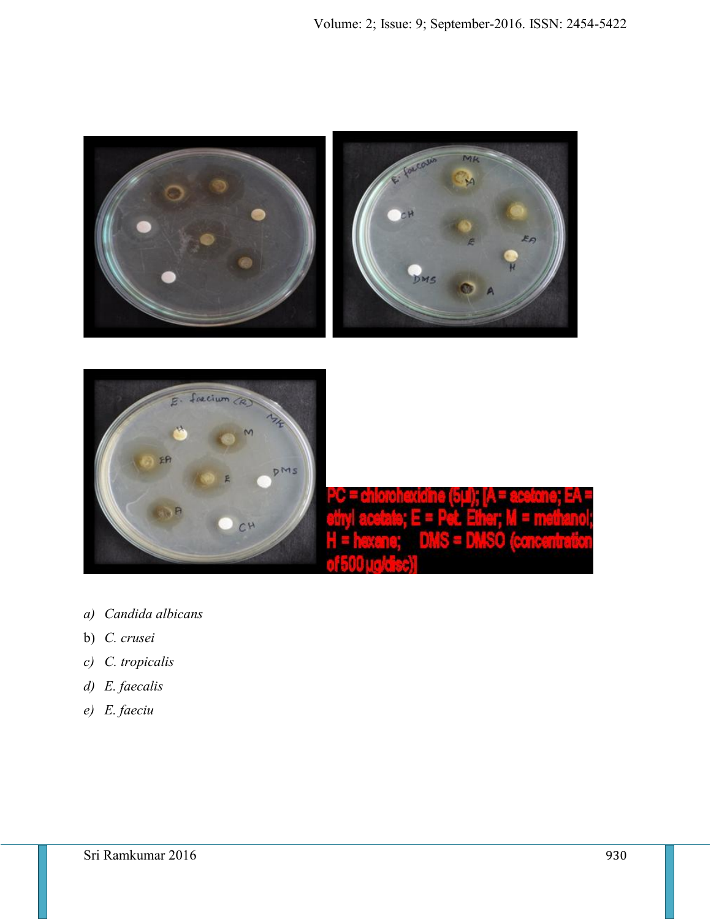PC = chlorohexidine (5µl); [A = acetone; EA = ethyl acetate; E = Pet. Ether; M = methanol; H = hexane; DMS = DMSO (concentration of 500 µg/disc)]

a) *Candida albicans*
b) *C. crusei*
c) *C. tropicalis*
d) *E. faecalis*
e) *E. faeciu*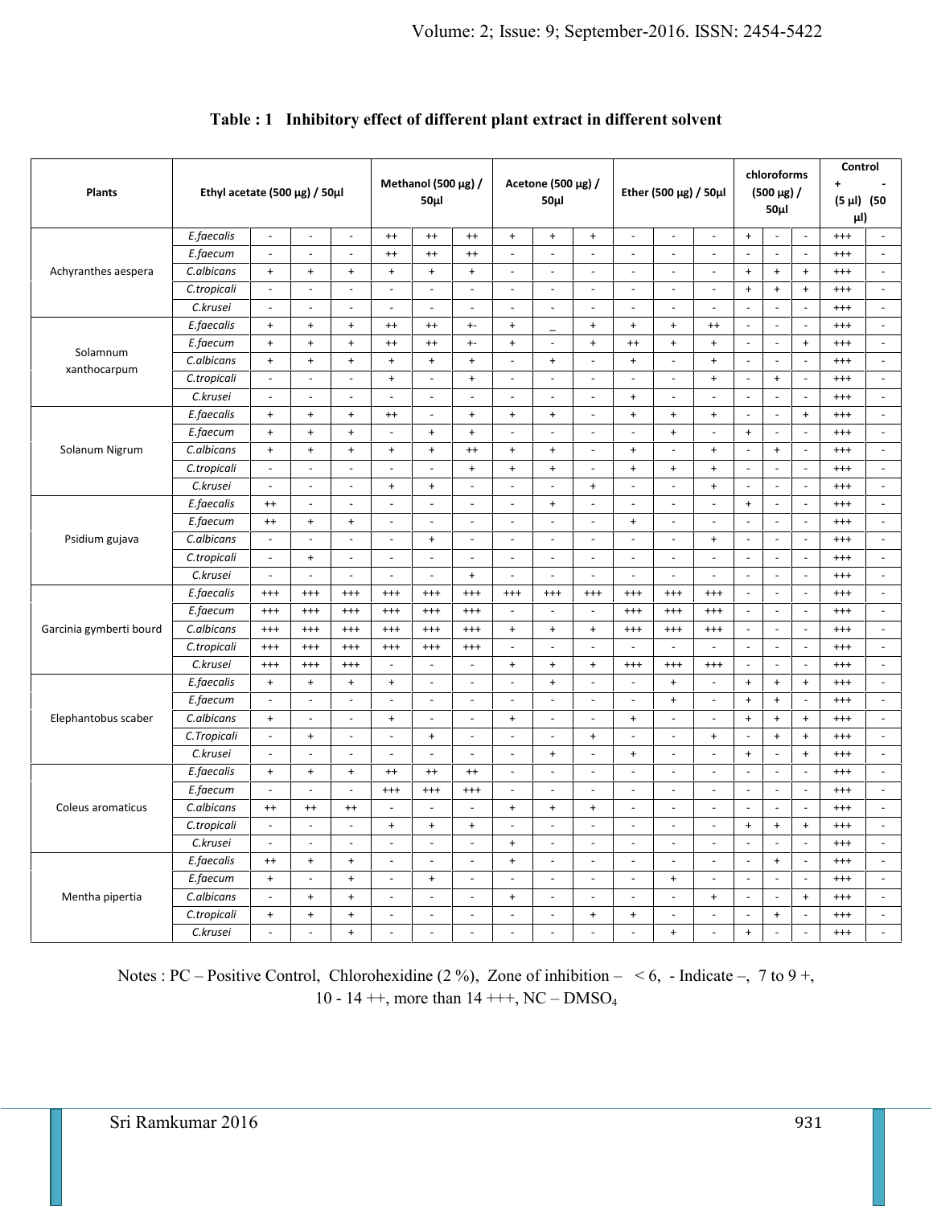**Table : 1 Inhibitory effect of different plant extract in different solvent**

| Plants | | Ethyl acetate (500 µg) / 50µl | | | Methanol (500 µg) / 50µl | | | Acetone (500 µg) / 50µl | | | Ether (500 µg) / 50µl | | | chloroforms (500 µg) / 50µl | | | Control + (5 µl) | - (50 µl) |
|---|---|---|---|---|---|---|---|---|---|---|---|---|---|---|---|---|---|---|
| Achyranthes aespera | *E.faecalis* | - | - | - | ++ | ++ | ++ | + | + | + | - | - | - | + | - | - | +++ | - |
| | *E.faecum* | - | - | - | ++ | ++ | ++ | - | - | - | - | - | - | - | - | - | +++ | - |
| | *C.albicans* | + | + | + | + | + | + | - | - | - | - | - | - | + | + | + | +++ | - |
| | *C.tropicali* | - | - | - | - | - | - | - | - | - | - | - | - | + | + | + | +++ | - |
| | *C.krusei* | - | - | - | - | - | - | - | - | - | - | - | - | - | - | - | +++ | - |
| Solamnum xanthocarpum | *E.faecalis* | + | + | + | ++ | ++ | +- | + | _ | + | + | + | ++ | - | - | - | +++ | - |
| | *E.faecum* | + | + | + | ++ | ++ | +- | + | - | + | ++ | + | + | - | - | + | +++ | - |
| | *C.albicans* | + | + | + | + | + | + | - | + | - | + | - | + | - | - | - | +++ | - |
| | *C.tropicali* | - | - | - | + | - | + | - | - | - | - | - | + | - | + | - | +++ | - |
| | *C.krusei* | - | - | - | - | - | - | - | - | - | + | - | - | - | - | - | +++ | - |
| Solanum Nigrum | *E.faecalis* | + | + | + | ++ | - | + | + | + | - | + | + | + | - | - | + | +++ | - |
| | *E.faecum* | + | + | + | - | + | + | - | - | - | - | + | - | + | - | - | +++ | - |
| | *C.albicans* | + | + | + | + | + | ++ | + | + | - | + | - | + | - | + | - | +++ | - |
| | *C.tropicali* | - | - | - | - | - | + | + | + | - | + | + | + | - | - | - | +++ | - |
| | *C.krusei* | - | - | - | + | + | - | - | - | + | - | - | + | - | - | - | +++ | - |
| Psidium gujava | *E.faecalis* | ++ | - | - | - | - | - | - | + | - | - | - | - | + | - | - | +++ | - |
| | *E.faecum* | ++ | + | + | - | - | - | - | - | - | + | - | - | - | - | - | +++ | - |
| | *C.albicans* | - | - | - | - | + | - | - | - | - | - | - | + | - | - | - | +++ | - |
| | *C.tropicali* | - | + | - | - | - | - | - | - | - | - | - | - | - | - | - | +++ | - |
| | *C.krusei* | - | - | - | - | - | + | - | - | - | - | - | - | - | - | - | +++ | - |
| Garcinia gymberti bourd | *E.faecalis* | +++ | +++ | +++ | +++ | +++ | +++ | +++ | +++ | +++ | +++ | +++ | +++ | - | - | - | +++ | - |
| | *E.faecum* | +++ | +++ | +++ | +++ | +++ | +++ | - | - | - | +++ | +++ | +++ | - | - | - | +++ | - |
| | *C.albicans* | +++ | +++ | +++ | +++ | +++ | +++ | + | + | + | +++ | +++ | +++ | - | - | - | +++ | - |
| | *C.tropicali* | +++ | +++ | +++ | +++ | +++ | +++ | - | - | - | - | - | - | - | - | - | +++ | - |
| | *C.krusei* | +++ | +++ | +++ | - | - | - | + | + | + | +++ | +++ | +++ | - | - | - | +++ | - |
| Elephantobus scaber | *E.faecalis* | + | + | + | + | - | - | - | + | - | - | + | - | + | + | + | +++ | - |
| | *E.faecum* | - | - | - | - | - | - | - | - | - | - | + | - | + | + | - | +++ | - |
| | *C.albicans* | + | - | - | + | - | - | + | - | - | + | - | - | + | + | + | +++ | - |
| | *C.Tropicali* | - | + | - | - | + | - | - | - | + | - | - | + | - | + | + | +++ | - |
| | *C.krusei* | - | - | - | - | - | - | - | + | - | + | - | - | + | - | + | +++ | - |
| Coleus aromaticus | *E.faecalis* | + | + | + | ++ | ++ | ++ | - | - | - | - | - | - | - | - | - | +++ | - |
| | *E.faecum* | - | - | - | +++ | +++ | +++ | - | - | - | - | - | - | - | - | - | +++ | - |
| | *C.albicans* | ++ | ++ | ++ | - | - | - | + | + | + | - | - | - | - | - | - | +++ | - |
| | *C.tropicali* | - | - | - | + | + | + | - | - | - | - | - | - | + | + | + | +++ | - |
| | *C.krusei* | - | - | - | - | - | - | + | - | - | - | - | - | - | - | - | +++ | - |
| Mentha pipertia | *E.faecalis* | ++ | + | + | - | - | - | + | - | - | - | - | - | - | + | - | +++ | - |
| | *E.faecum* | + | - | + | - | + | - | - | - | - | - | + | - | - | - | - | +++ | - |
| | *C.albicans* | - | + | + | - | - | - | + | - | - | - | - | + | - | - | + | +++ | - |
| | *C.tropicali* | + | + | + | - | - | - | - | - | + | + | - | - | - | + | - | +++ | - |
| | *C.krusei* | - | - | + | - | - | - | - | - | - | - | + | - | + | - | - | +++ | - |

Notes : PC – Positive Control, Chlorohexidine (2 %), Zone of inhibition – < 6, - Indicate –, 7 to 9 +, 10 - 14 ++, more than 14 +++, NC – $DMSO_4$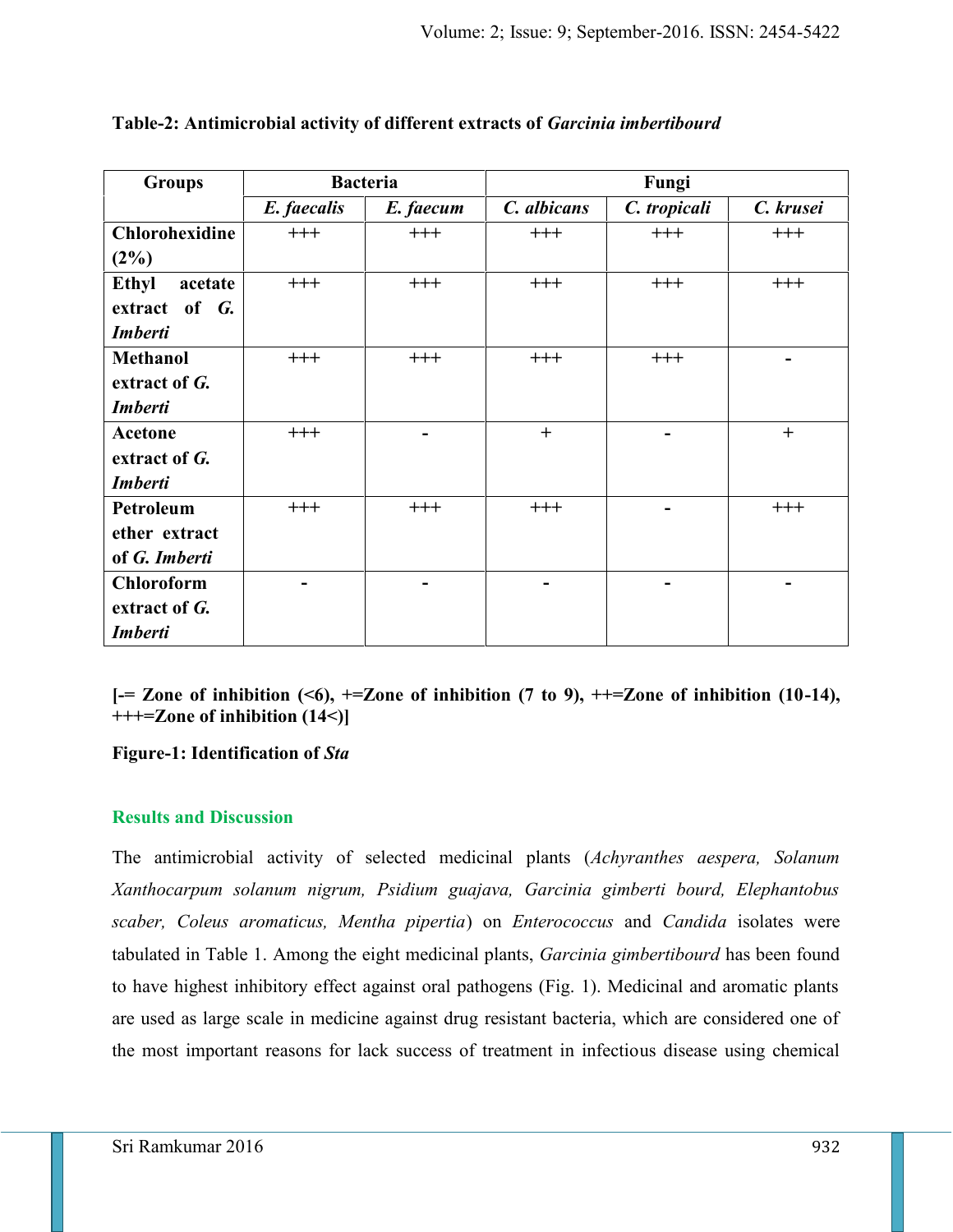**Table-2: Antimicrobial activity of different extracts of *Garcinia imbertibourd***

| Groups | Bacteria | | Fungi | | |
|---|---|---|---|---|---|
| | *E. faecalis* | *E. faecum* | *C. albicans* | *C. tropicali* | *C. krusei* |
| **Chlorohexidine (2%)** | +++ | +++ | +++ | +++ | +++ |
| **Ethyl acetate extract of *G. Imberti*** | +++ | +++ | +++ | +++ | +++ |
| **Methanol extract of *G. Imberti*** | +++ | +++ | +++ | +++ | - |
| **Acetone extract of *G. Imberti*** | +++ | - | + | - | + |
| **Petroleum ether extract of *G. Imberti*** | +++ | +++ | +++ | - | +++ |
| **Chloroform extract of *G. Imberti*** | - | - | - | - | - |

**[-= Zone of inhibition (<6), +=Zone of inhibition (7 to 9), ++=Zone of inhibition (10-14), +++=Zone of inhibition (14<)]**

**Figure-1: Identification of *Sta***

## Results and Discussion

The antimicrobial activity of selected medicinal plants (*Achyranthes aespera, Solanum Xanthocarpum solanum nigrum, Psidium guajava, Garcinia gimberti bourd, Elephantobus scaber, Coleus aromaticus, Mentha pipertia*) on *Enterococcus* and *Candida* isolates were tabulated in Table 1. Among the eight medicinal plants, *Garcinia gimbertibourd* has been found to have highest inhibitory effect against oral pathogens (Fig. 1). Medicinal and aromatic plants are used as large scale in medicine against drug resistant bacteria, which are considered one of the most important reasons for lack success of treatment in infectious disease using chemical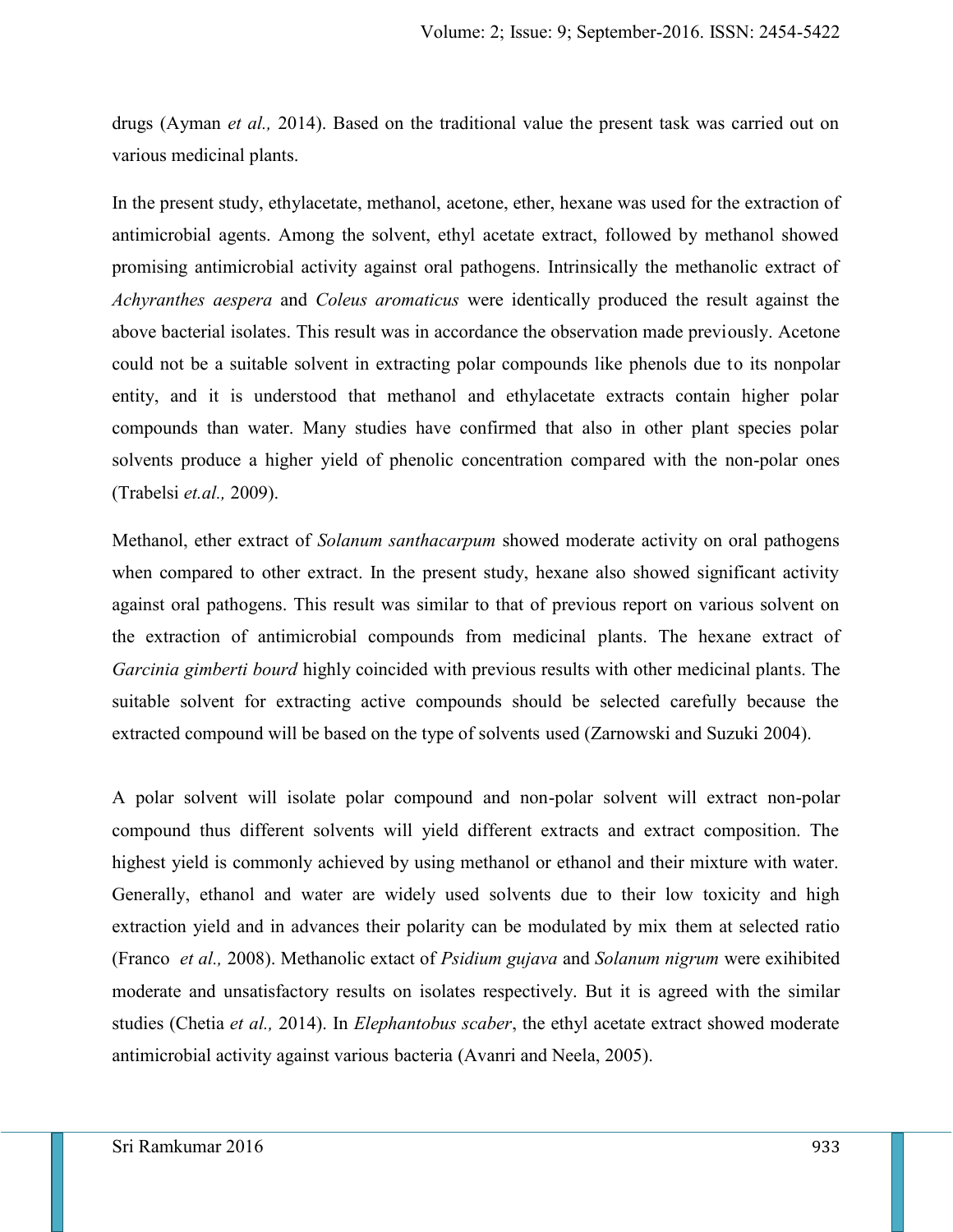drugs (Ayman *et al.,* 2014). Based on the traditional value the present task was carried out on various medicinal plants.

In the present study, ethylacetate, methanol, acetone, ether, hexane was used for the extraction of antimicrobial agents. Among the solvent, ethyl acetate extract, followed by methanol showed promising antimicrobial activity against oral pathogens. Intrinsically the methanolic extract of *Achyranthes aespera* and *Coleus aromaticus* were identically produced the result against the above bacterial isolates. This result was in accordance the observation made previously. Acetone could not be a suitable solvent in extracting polar compounds like phenols due to its nonpolar entity, and it is understood that methanol and ethylacetate extracts contain higher polar compounds than water. Many studies have confirmed that also in other plant species polar solvents produce a higher yield of phenolic concentration compared with the non-polar ones (Trabelsi *et.al.,* 2009).

Methanol, ether extract of *Solanum santhacarpum* showed moderate activity on oral pathogens when compared to other extract. In the present study, hexane also showed significant activity against oral pathogens. This result was similar to that of previous report on various solvent on the extraction of antimicrobial compounds from medicinal plants. The hexane extract of *Garcinia gimberti bourd* highly coincided with previous results with other medicinal plants. The suitable solvent for extracting active compounds should be selected carefully because the extracted compound will be based on the type of solvents used (Zarnowski and Suzuki 2004).

A polar solvent will isolate polar compound and non-polar solvent will extract non-polar compound thus different solvents will yield different extracts and extract composition. The highest yield is commonly achieved by using methanol or ethanol and their mixture with water. Generally, ethanol and water are widely used solvents due to their low toxicity and high extraction yield and in advances their polarity can be modulated by mix them at selected ratio (Franco *et al.,* 2008). Methanolic extact of *Psidium gujava* and *Solanum nigrum* were exihibited moderate and unsatisfactory results on isolates respectively. But it is agreed with the similar studies (Chetia *et al.,* 2014). In *Elephantobus scaber*, the ethyl acetate extract showed moderate antimicrobial activity against various bacteria (Avanri and Neela, 2005).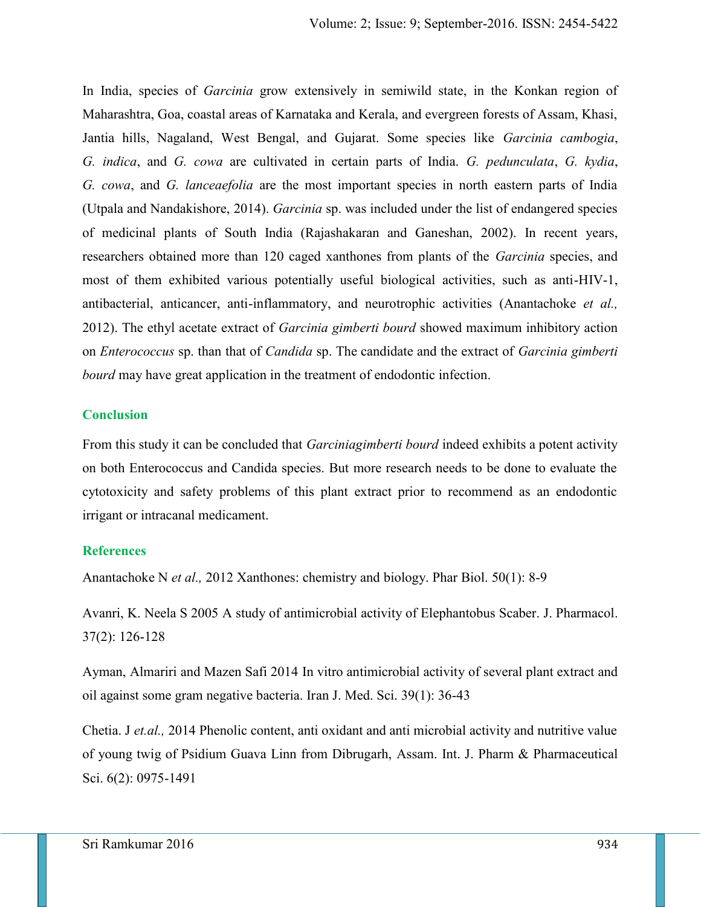In India, species of *Garcinia* grow extensively in semiwild state, in the Konkan region of Maharashtra, Goa, coastal areas of Karnataka and Kerala, and evergreen forests of Assam, Khasi, Jantia hills, Nagaland, West Bengal, and Gujarat. Some species like *Garcinia cambogia*, *G. indica*, and *G. cowa* are cultivated in certain parts of India. *G. pedunculata*, *G. kydia*, *G. cowa*, and *G. lanceaefolia* are the most important species in north eastern parts of India (Utpala and Nandakishore, 2014). *Garcinia* sp. was included under the list of endangered species of medicinal plants of South India (Rajashakaran and Ganeshan, 2002). In recent years, researchers obtained more than 120 caged xanthones from plants of the *Garcinia* species, and most of them exhibited various potentially useful biological activities, such as anti-HIV-1, antibacterial, anticancer, anti-inflammatory, and neurotrophic activities (Anantachoke *et al.,* 2012). The ethyl acetate extract of *Garcinia gimberti bourd* showed maximum inhibitory action on *Enterococcus* sp. than that of *Candida* sp. The candidate and the extract of *Garcinia gimberti bourd* may have great application in the treatment of endodontic infection.

## Conclusion

From this study it can be concluded that *Garciniagimberti bourd* indeed exhibits a potent activity on both Enterococcus and Candida species. But more research needs to be done to evaluate the cytotoxicity and safety problems of this plant extract prior to recommend as an endodontic irrigant or intracanal medicament.

## References

Anantachoke N *et al.,* 2012 Xanthones: chemistry and biology. Phar Biol. 50(1): 8-9

Avanri, K. Neela S 2005 A study of antimicrobial activity of Elephantobus Scaber. J. Pharmacol. 37(2): 126-128

Ayman, Almariri and Mazen Safi 2014 In vitro antimicrobial activity of several plant extract and oil against some gram negative bacteria. Iran J. Med. Sci. 39(1): 36-43

Chetia. J *et.al.,* 2014 Phenolic content, anti oxidant and anti microbial activity and nutritive value of young twig of Psidium Guava Linn from Dibrugarh, Assam. Int. J. Pharm & Pharmaceutical Sci. 6(2): 0975-1491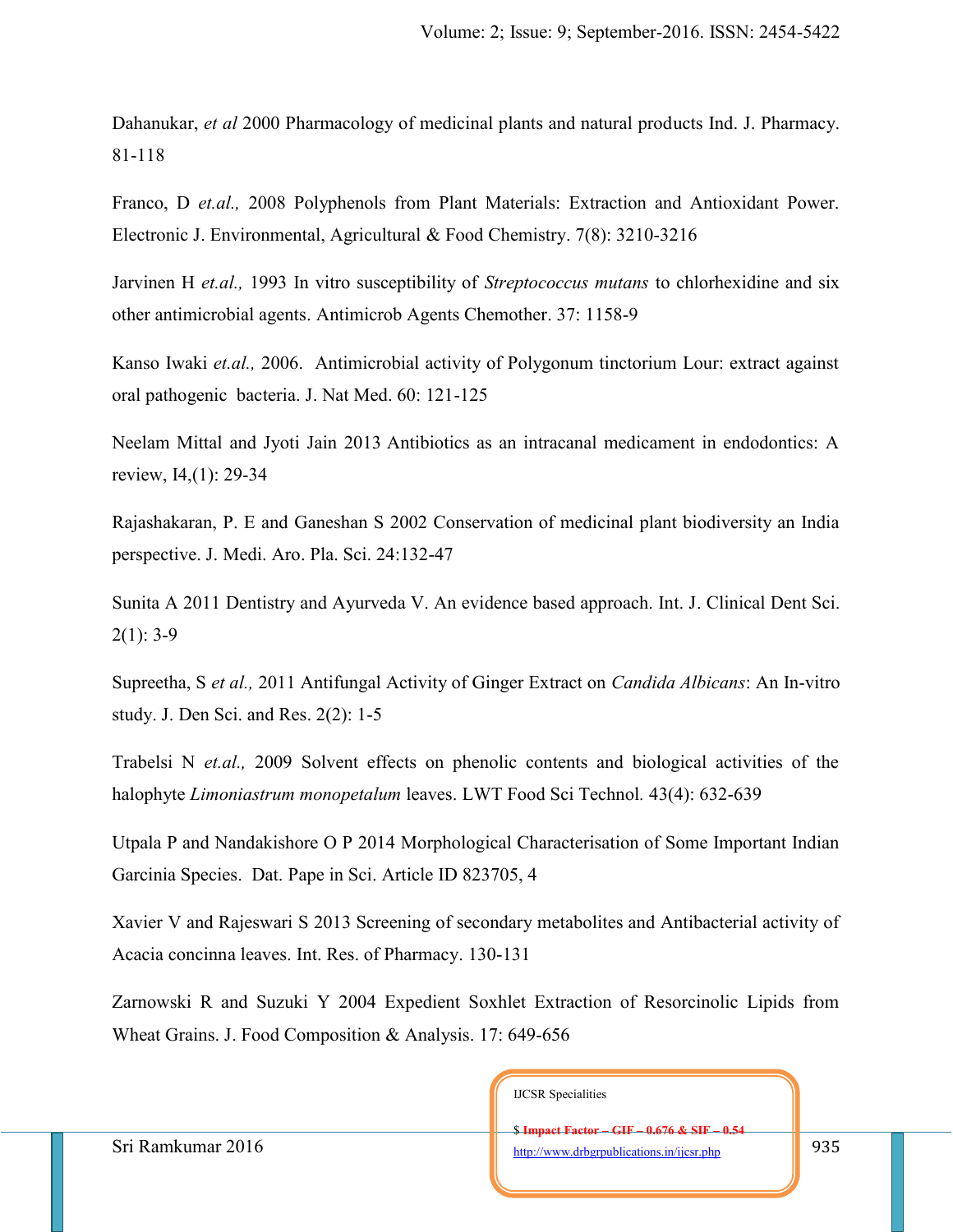Dahanukar, *et al* 2000 Pharmacology of medicinal plants and natural products Ind. J. Pharmacy. 81-118

Franco, D *et.al.,* 2008 Polyphenols from Plant Materials: Extraction and Antioxidant Power. Electronic J. Environmental, Agricultural & Food Chemistry. 7(8): 3210-3216

Jarvinen H *et.al.,* 1993 In vitro susceptibility of *Streptococcus mutans* to chlorhexidine and six other antimicrobial agents. Antimicrob Agents Chemother. 37: 1158-9

Kanso Iwaki *et.al.,* 2006. Antimicrobial activity of Polygonum tinctorium Lour: extract against oral pathogenic bacteria. J. Nat Med. 60: 121-125

Neelam Mittal and Jyoti Jain 2013 Antibiotics as an intracanal medicament in endodontics: A review, I4,(1): 29-34

Rajashakaran, P. E and Ganeshan S 2002 Conservation of medicinal plant biodiversity an India perspective. J. Medi. Aro. Pla. Sci. 24:132-47

Sunita A 2011 Dentistry and Ayurveda V. An evidence based approach. Int. J. Clinical Dent Sci. 2(1): 3-9

Supreetha, S *et al.,* 2011 Antifungal Activity of Ginger Extract on *Candida Albicans*: An In-vitro study. J. Den Sci. and Res. 2(2): 1-5

Trabelsi N *et.al.,* 2009 Solvent effects on phenolic contents and biological activities of the halophyte *Limoniastrum monopetalum* leaves. LWT Food Sci Technol. 43(4): 632-639

Utpala P and Nandakishore O P 2014 Morphological Characterisation of Some Important Indian Garcinia Species. Dat. Pape in Sci. Article ID 823705, 4

Xavier V and Rajeswari S 2013 Screening of secondary metabolites and Antibacterial activity of Acacia concinna leaves. Int. Res. of Pharmacy. 130-131

Zarnowski R and Suzuki Y 2004 Expedient Soxhlet Extraction of Resorcinolic Lipids from Wheat Grains. J. Food Composition & Analysis. 17: 649-656